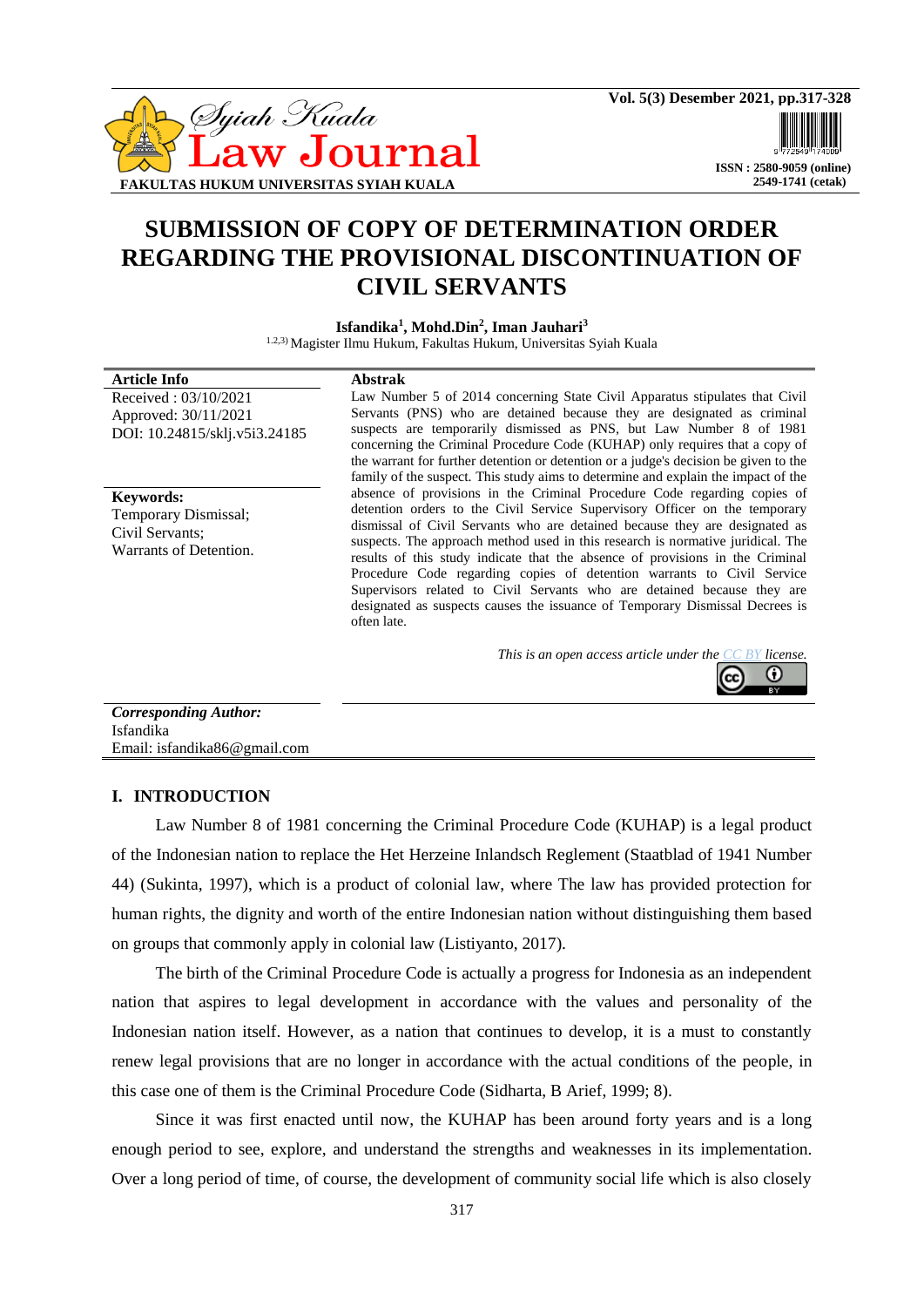# SUBMISSION OF COPY OF DETERMINATION ORDER REGARDING THE PROVISIONAL DISCONTINUATION OF CIVIL SERVANTS

**Isfandika[1], Mohd.Din[2], Iman Jauhari[3]**

[1,2,3] Magister Ilmu Hukum, Fakultas Hukum, Universitas Syiah Kuala

**Article Info**

Received : 03/10/2021
Approved: 30/11/2021
DOI: 10.24815/sklj.v5i3.24185

**Keywords:**
Temporary Dismissal;
Civil Servants;
Warrants of Detention.

**Abstrak**

Law Number 5 of 2014 concerning State Civil Apparatus stipulates that Civil Servants (PNS) who are detained because they are designated as criminal suspects are temporarily dismissed as PNS, but Law Number 8 of 1981 concerning the Criminal Procedure Code (KUHAP) only requires that a copy of the warrant for further detention or detention or a judge's decision be given to the family of the suspect. This study aims to determine and explain the impact of the absence of provisions in the Criminal Procedure Code regarding copies of detention orders to the Civil Service Supervisory Officer on the temporary dismissal of Civil Servants who are detained because they are designated as suspects. The approach method used in this research is normative juridical. The results of this study indicate that the absence of provisions in the Criminal Procedure Code regarding copies of detention warrants to Civil Service Supervisors related to Civil Servants who are detained because they are designated as suspects causes the issuance of Temporary Dismissal Decrees is often late.

*This is an open access article under the CC BY license.*

***Corresponding Author:***
Isfandika
Email: isfandika86@gmail.com

## I. INTRODUCTION

Law Number 8 of 1981 concerning the Criminal Procedure Code (KUHAP) is a legal product of the Indonesian nation to replace the Het Herzeine Inlandsch Reglement (Staatblad of 1941 Number 44) (Sukinta, 1997), which is a product of colonial law, where The law has provided protection for human rights, the dignity and worth of the entire Indonesian nation without distinguishing them based on groups that commonly apply in colonial law (Listiyanto, 2017).

The birth of the Criminal Procedure Code is actually a progress for Indonesia as an independent nation that aspires to legal development in accordance with the values and personality of the Indonesian nation itself. However, as a nation that continues to develop, it is a must to constantly renew legal provisions that are no longer in accordance with the actual conditions of the people, in this case one of them is the Criminal Procedure Code (Sidharta, B Arief, 1999; 8).

Since it was first enacted until now, the KUHAP has been around forty years and is a long enough period to see, explore, and understand the strengths and weaknesses in its implementation. Over a long period of time, of course, the development of community social life which is also closely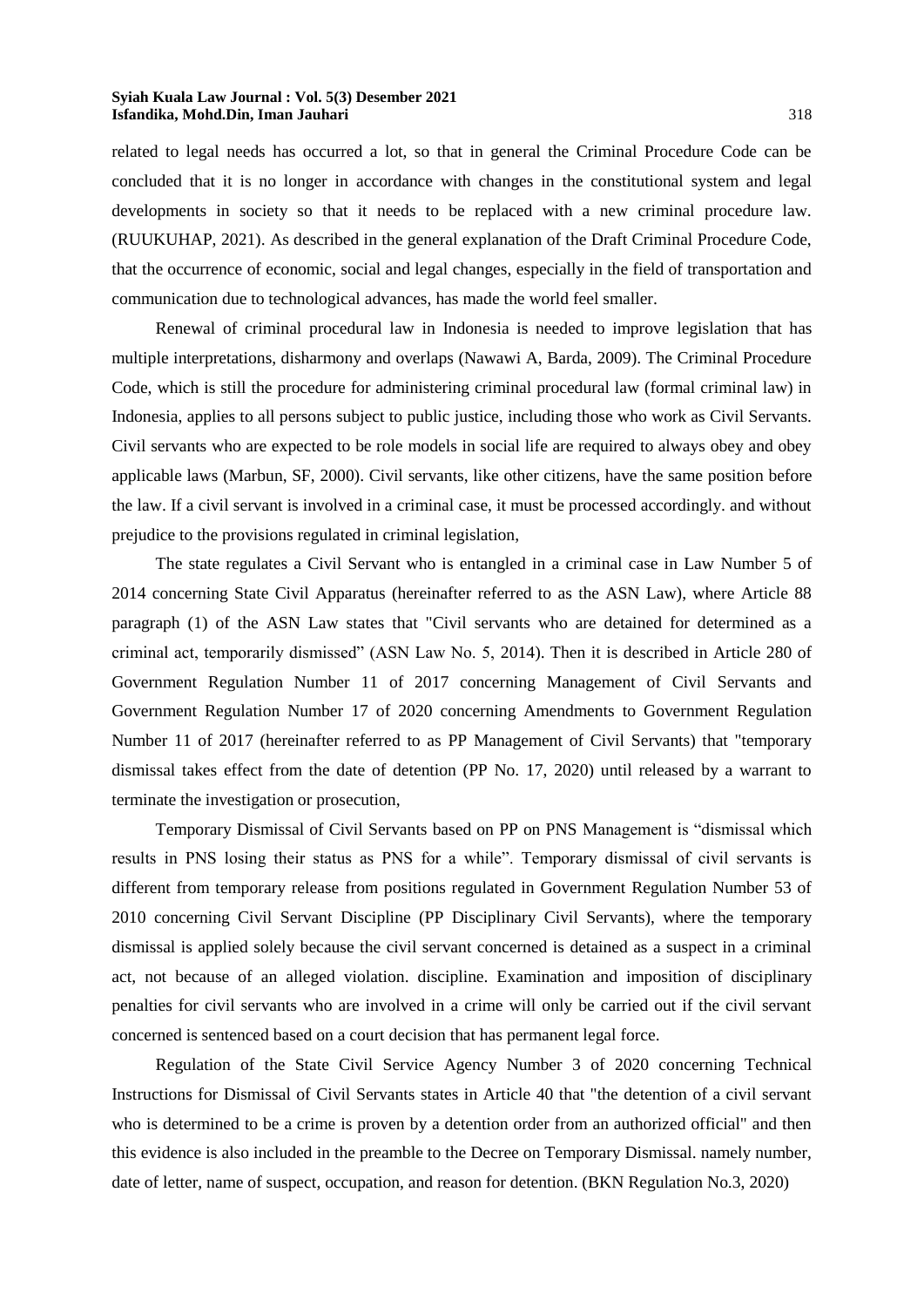related to legal needs has occurred a lot, so that in general the Criminal Procedure Code can be concluded that it is no longer in accordance with changes in the constitutional system and legal developments in society so that it needs to be replaced with a new criminal procedure law. (RUUKUHAP, 2021). As described in the general explanation of the Draft Criminal Procedure Code, that the occurrence of economic, social and legal changes, especially in the field of transportation and communication due to technological advances, has made the world feel smaller.

Renewal of criminal procedural law in Indonesia is needed to improve legislation that has multiple interpretations, disharmony and overlaps (Nawawi A, Barda, 2009). The Criminal Procedure Code, which is still the procedure for administering criminal procedural law (formal criminal law) in Indonesia, applies to all persons subject to public justice, including those who work as Civil Servants. Civil servants who are expected to be role models in social life are required to always obey and obey applicable laws (Marbun, SF, 2000). Civil servants, like other citizens, have the same position before the law. If a civil servant is involved in a criminal case, it must be processed accordingly. and without prejudice to the provisions regulated in criminal legislation,

The state regulates a Civil Servant who is entangled in a criminal case in Law Number 5 of 2014 concerning State Civil Apparatus (hereinafter referred to as the ASN Law), where Article 88 paragraph (1) of the ASN Law states that "Civil servants who are detained for determined as a criminal act, temporarily dismissed" (ASN Law No. 5, 2014). Then it is described in Article 280 of Government Regulation Number 11 of 2017 concerning Management of Civil Servants and Government Regulation Number 17 of 2020 concerning Amendments to Government Regulation Number 11 of 2017 (hereinafter referred to as PP Management of Civil Servants) that "temporary dismissal takes effect from the date of detention (PP No. 17, 2020) until released by a warrant to terminate the investigation or prosecution,

Temporary Dismissal of Civil Servants based on PP on PNS Management is "dismissal which results in PNS losing their status as PNS for a while". Temporary dismissal of civil servants is different from temporary release from positions regulated in Government Regulation Number 53 of 2010 concerning Civil Servant Discipline (PP Disciplinary Civil Servants), where the temporary dismissal is applied solely because the civil servant concerned is detained as a suspect in a criminal act, not because of an alleged violation. discipline. Examination and imposition of disciplinary penalties for civil servants who are involved in a crime will only be carried out if the civil servant concerned is sentenced based on a court decision that has permanent legal force.

Regulation of the State Civil Service Agency Number 3 of 2020 concerning Technical Instructions for Dismissal of Civil Servants states in Article 40 that "the detention of a civil servant who is determined to be a crime is proven by a detention order from an authorized official" and then this evidence is also included in the preamble to the Decree on Temporary Dismissal. namely number, date of letter, name of suspect, occupation, and reason for detention. (BKN Regulation No.3, 2020)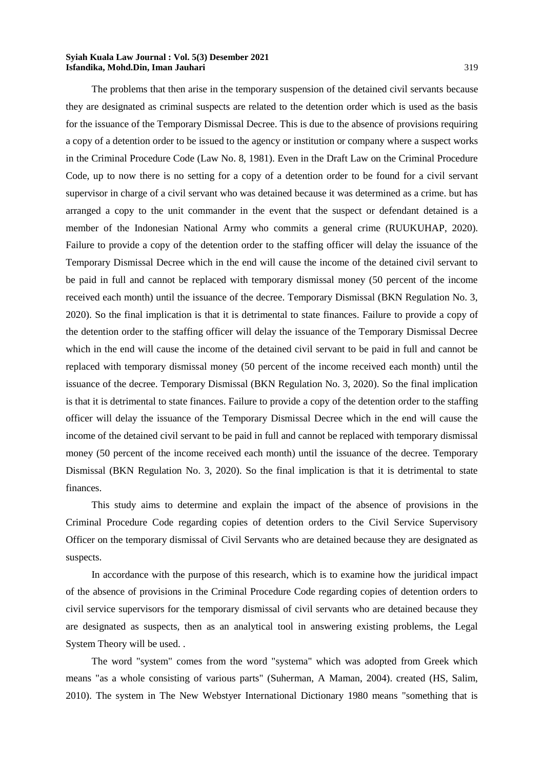The problems that then arise in the temporary suspension of the detained civil servants because they are designated as criminal suspects are related to the detention order which is used as the basis for the issuance of the Temporary Dismissal Decree. This is due to the absence of provisions requiring a copy of a detention order to be issued to the agency or institution or company where a suspect works in the Criminal Procedure Code (Law No. 8, 1981). Even in the Draft Law on the Criminal Procedure Code, up to now there is no setting for a copy of a detention order to be found for a civil servant supervisor in charge of a civil servant who was detained because it was determined as a crime. but has arranged a copy to the unit commander in the event that the suspect or defendant detained is a member of the Indonesian National Army who commits a general crime (RUUKUHAP, 2020). Failure to provide a copy of the detention order to the staffing officer will delay the issuance of the Temporary Dismissal Decree which in the end will cause the income of the detained civil servant to be paid in full and cannot be replaced with temporary dismissal money (50 percent of the income received each month) until the issuance of the decree. Temporary Dismissal (BKN Regulation No. 3, 2020). So the final implication is that it is detrimental to state finances. Failure to provide a copy of the detention order to the staffing officer will delay the issuance of the Temporary Dismissal Decree which in the end will cause the income of the detained civil servant to be paid in full and cannot be replaced with temporary dismissal money (50 percent of the income received each month) until the issuance of the decree. Temporary Dismissal (BKN Regulation No. 3, 2020). So the final implication is that it is detrimental to state finances. Failure to provide a copy of the detention order to the staffing officer will delay the issuance of the Temporary Dismissal Decree which in the end will cause the income of the detained civil servant to be paid in full and cannot be replaced with temporary dismissal money (50 percent of the income received each month) until the issuance of the decree. Temporary Dismissal (BKN Regulation No. 3, 2020). So the final implication is that it is detrimental to state finances.

This study aims to determine and explain the impact of the absence of provisions in the Criminal Procedure Code regarding copies of detention orders to the Civil Service Supervisory Officer on the temporary dismissal of Civil Servants who are detained because they are designated as suspects.

In accordance with the purpose of this research, which is to examine how the juridical impact of the absence of provisions in the Criminal Procedure Code regarding copies of detention orders to civil service supervisors for the temporary dismissal of civil servants who are detained because they are designated as suspects, then as an analytical tool in answering existing problems, the Legal System Theory will be used. .

The word "system" comes from the word "systema" which was adopted from Greek which means "as a whole consisting of various parts" (Suherman, A Maman, 2004). created (HS, Salim, 2010). The system in The New Webstyer International Dictionary 1980 means "something that is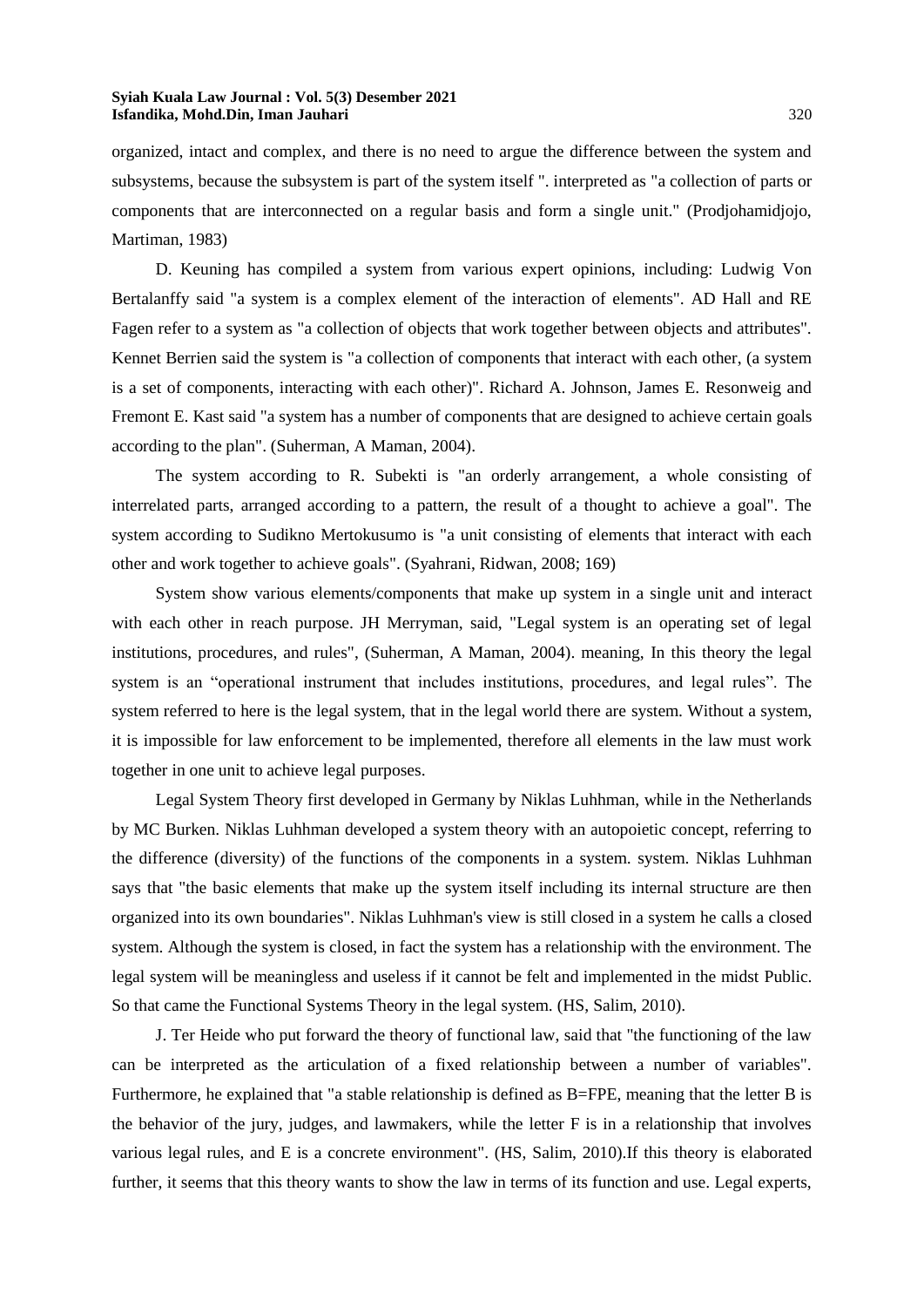organized, intact and complex, and there is no need to argue the difference between the system and subsystems, because the subsystem is part of the system itself ". interpreted as "a collection of parts or components that are interconnected on a regular basis and form a single unit." (Prodjohamidjojo, Martiman, 1983)

D. Keuning has compiled a system from various expert opinions, including: Ludwig Von Bertalanffy said "a system is a complex element of the interaction of elements". AD Hall and RE Fagen refer to a system as "a collection of objects that work together between objects and attributes". Kennet Berrien said the system is "a collection of components that interact with each other, (a system is a set of components, interacting with each other)". Richard A. Johnson, James E. Resonweig and Fremont E. Kast said "a system has a number of components that are designed to achieve certain goals according to the plan". (Suherman, A Maman, 2004).

The system according to R. Subekti is "an orderly arrangement, a whole consisting of interrelated parts, arranged according to a pattern, the result of a thought to achieve a goal". The system according to Sudikno Mertokusumo is "a unit consisting of elements that interact with each other and work together to achieve goals". (Syahrani, Ridwan, 2008; 169)

System show various elements/components that make up system in a single unit and interact with each other in reach purpose. JH Merryman, said, "Legal system is an operating set of legal institutions, procedures, and rules", (Suherman, A Maman, 2004). meaning, In this theory the legal system is an "operational instrument that includes institutions, procedures, and legal rules". The system referred to here is the legal system, that in the legal world there are system. Without a system, it is impossible for law enforcement to be implemented, therefore all elements in the law must work together in one unit to achieve legal purposes.

Legal System Theory first developed in Germany by Niklas Luhhman, while in the Netherlands by MC Burken. Niklas Luhhman developed a system theory with an autopoietic concept, referring to the difference (diversity) of the functions of the components in a system. system. Niklas Luhhman says that "the basic elements that make up the system itself including its internal structure are then organized into its own boundaries". Niklas Luhhman's view is still closed in a system he calls a closed system. Although the system is closed, in fact the system has a relationship with the environment. The legal system will be meaningless and useless if it cannot be felt and implemented in the midst Public. So that came the Functional Systems Theory in the legal system. (HS, Salim, 2010).

J. Ter Heide who put forward the theory of functional law, said that "the functioning of the law can be interpreted as the articulation of a fixed relationship between a number of variables". Furthermore, he explained that "a stable relationship is defined as B=FPE, meaning that the letter B is the behavior of the jury, judges, and lawmakers, while the letter F is in a relationship that involves various legal rules, and E is a concrete environment". (HS, Salim, 2010).If this theory is elaborated further, it seems that this theory wants to show the law in terms of its function and use. Legal experts,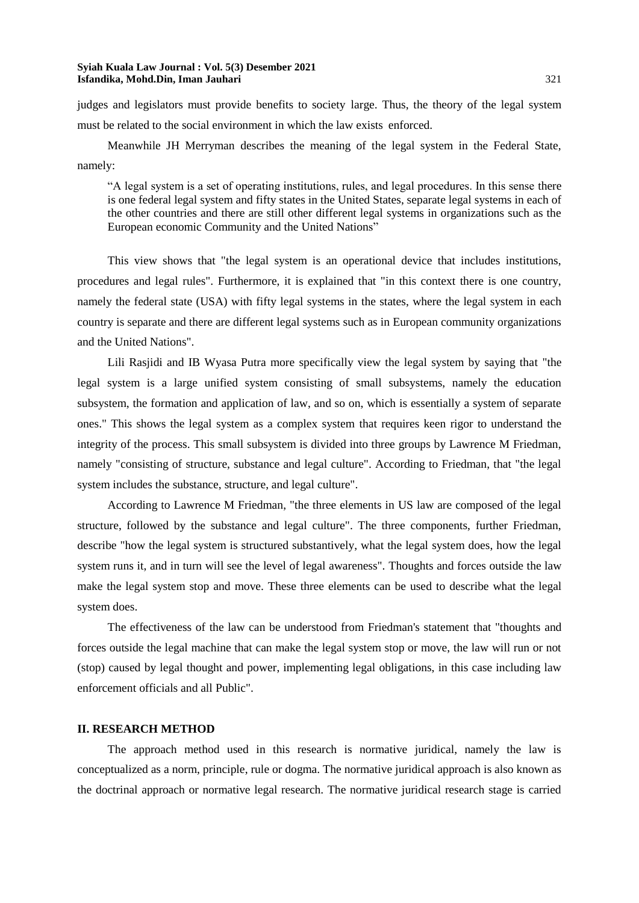judges and legislators must provide benefits to society large. Thus, the theory of the legal system must be related to the social environment in which the law exists enforced.

Meanwhile JH Merryman describes the meaning of the legal system in the Federal State, namely:

> "A legal system is a set of operating institutions, rules, and legal procedures. In this sense there is one federal legal system and fifty states in the United States, separate legal systems in each of the other countries and there are still other different legal systems in organizations such as the European economic Community and the United Nations"

This view shows that "the legal system is an operational device that includes institutions, procedures and legal rules". Furthermore, it is explained that "in this context there is one country, namely the federal state (USA) with fifty legal systems in the states, where the legal system in each country is separate and there are different legal systems such as in European community organizations and the United Nations".

Lili Rasjidi and IB Wyasa Putra more specifically view the legal system by saying that "the legal system is a large unified system consisting of small subsystems, namely the education subsystem, the formation and application of law, and so on, which is essentially a system of separate ones." This shows the legal system as a complex system that requires keen rigor to understand the integrity of the process. This small subsystem is divided into three groups by Lawrence M Friedman, namely "consisting of structure, substance and legal culture". According to Friedman, that "the legal system includes the substance, structure, and legal culture".

According to Lawrence M Friedman, "the three elements in US law are composed of the legal structure, followed by the substance and legal culture". The three components, further Friedman, describe "how the legal system is structured substantively, what the legal system does, how the legal system runs it, and in turn will see the level of legal awareness". Thoughts and forces outside the law make the legal system stop and move. These three elements can be used to describe what the legal system does.

The effectiveness of the law can be understood from Friedman's statement that "thoughts and forces outside the legal machine that can make the legal system stop or move, the law will run or not (stop) caused by legal thought and power, implementing legal obligations, in this case including law enforcement officials and all Public".

## II. RESEARCH METHOD

The approach method used in this research is normative juridical, namely the law is conceptualized as a norm, principle, rule or dogma. The normative juridical approach is also known as the doctrinal approach or normative legal research. The normative juridical research stage is carried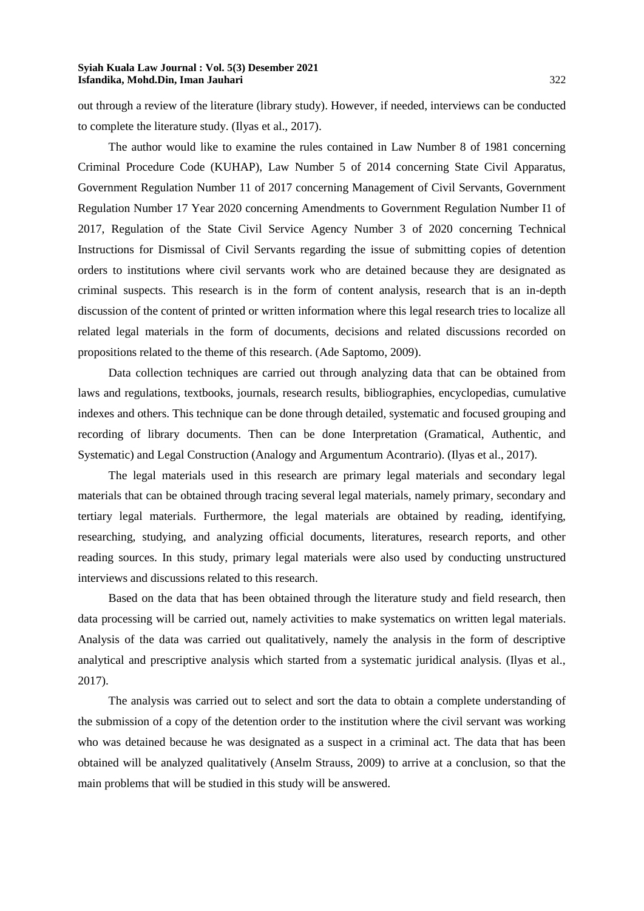out through a review of the literature (library study). However, if needed, interviews can be conducted to complete the literature study. (Ilyas et al., 2017).

The author would like to examine the rules contained in Law Number 8 of 1981 concerning Criminal Procedure Code (KUHAP), Law Number 5 of 2014 concerning State Civil Apparatus, Government Regulation Number 11 of 2017 concerning Management of Civil Servants, Government Regulation Number 17 Year 2020 concerning Amendments to Government Regulation Number I1 of 2017, Regulation of the State Civil Service Agency Number 3 of 2020 concerning Technical Instructions for Dismissal of Civil Servants regarding the issue of submitting copies of detention orders to institutions where civil servants work who are detained because they are designated as criminal suspects. This research is in the form of content analysis, research that is an in-depth discussion of the content of printed or written information where this legal research tries to localize all related legal materials in the form of documents, decisions and related discussions recorded on propositions related to the theme of this research. (Ade Saptomo, 2009).

Data collection techniques are carried out through analyzing data that can be obtained from laws and regulations, textbooks, journals, research results, bibliographies, encyclopedias, cumulative indexes and others. This technique can be done through detailed, systematic and focused grouping and recording of library documents. Then can be done Interpretation (Gramatical, Authentic, and Systematic) and Legal Construction (Analogy and Argumentum Acontrario). (Ilyas et al., 2017).

The legal materials used in this research are primary legal materials and secondary legal materials that can be obtained through tracing several legal materials, namely primary, secondary and tertiary legal materials. Furthermore, the legal materials are obtained by reading, identifying, researching, studying, and analyzing official documents, literatures, research reports, and other reading sources. In this study, primary legal materials were also used by conducting unstructured interviews and discussions related to this research.

Based on the data that has been obtained through the literature study and field research, then data processing will be carried out, namely activities to make systematics on written legal materials. Analysis of the data was carried out qualitatively, namely the analysis in the form of descriptive analytical and prescriptive analysis which started from a systematic juridical analysis. (Ilyas et al., 2017).

The analysis was carried out to select and sort the data to obtain a complete understanding of the submission of a copy of the detention order to the institution where the civil servant was working who was detained because he was designated as a suspect in a criminal act. The data that has been obtained will be analyzed qualitatively (Anselm Strauss, 2009) to arrive at a conclusion, so that the main problems that will be studied in this study will be answered.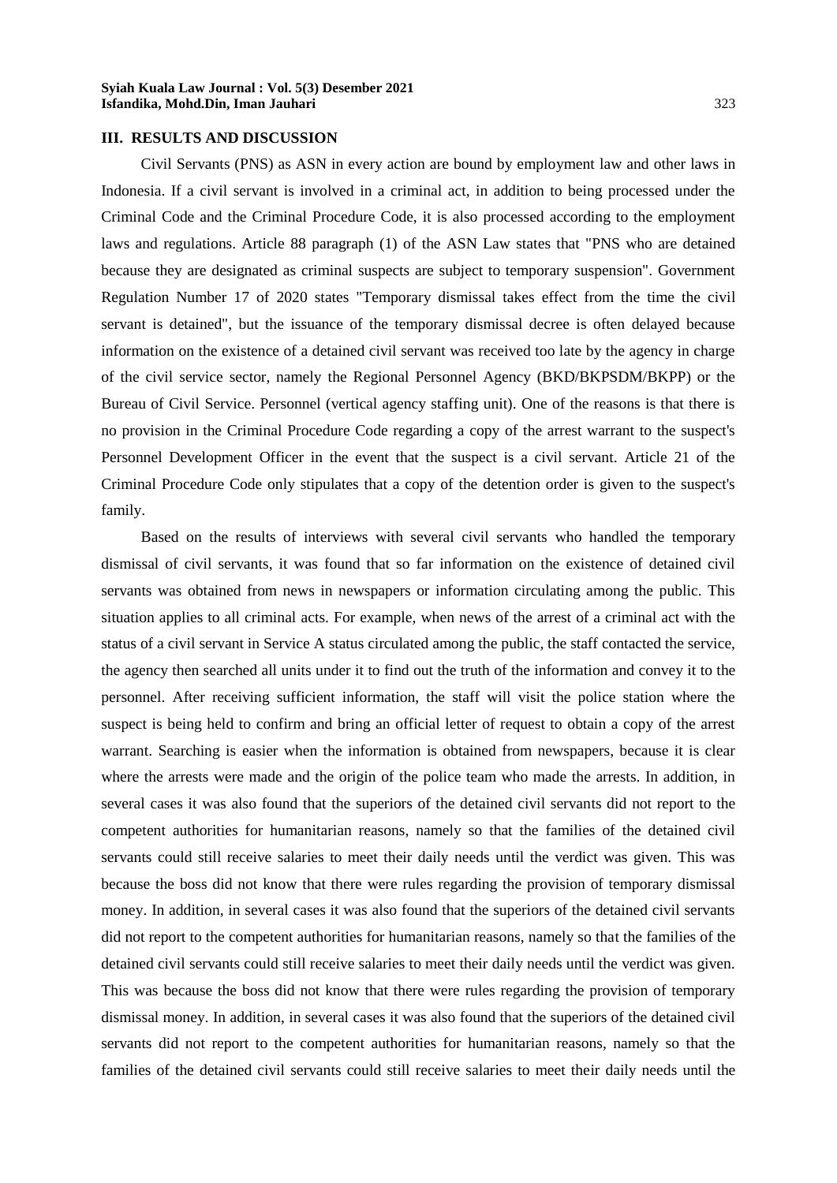## III. RESULTS AND DISCUSSION

Civil Servants (PNS) as ASN in every action are bound by employment law and other laws in Indonesia. If a civil servant is involved in a criminal act, in addition to being processed under the Criminal Code and the Criminal Procedure Code, it is also processed according to the employment laws and regulations. Article 88 paragraph (1) of the ASN Law states that "PNS who are detained because they are designated as criminal suspects are subject to temporary suspension". Government Regulation Number 17 of 2020 states "Temporary dismissal takes effect from the time the civil servant is detained", but the issuance of the temporary dismissal decree is often delayed because information on the existence of a detained civil servant was received too late by the agency in charge of the civil service sector, namely the Regional Personnel Agency (BKD/BKPSDM/BKPP) or the Bureau of Civil Service. Personnel (vertical agency staffing unit). One of the reasons is that there is no provision in the Criminal Procedure Code regarding a copy of the arrest warrant to the suspect's Personnel Development Officer in the event that the suspect is a civil servant. Article 21 of the Criminal Procedure Code only stipulates that a copy of the detention order is given to the suspect's family.

Based on the results of interviews with several civil servants who handled the temporary dismissal of civil servants, it was found that so far information on the existence of detained civil servants was obtained from news in newspapers or information circulating among the public. This situation applies to all criminal acts. For example, when news of the arrest of a criminal act with the status of a civil servant in Service A status circulated among the public, the staff contacted the service, the agency then searched all units under it to find out the truth of the information and convey it to the personnel. After receiving sufficient information, the staff will visit the police station where the suspect is being held to confirm and bring an official letter of request to obtain a copy of the arrest warrant. Searching is easier when the information is obtained from newspapers, because it is clear where the arrests were made and the origin of the police team who made the arrests. In addition, in several cases it was also found that the superiors of the detained civil servants did not report to the competent authorities for humanitarian reasons, namely so that the families of the detained civil servants could still receive salaries to meet their daily needs until the verdict was given. This was because the boss did not know that there were rules regarding the provision of temporary dismissal money. In addition, in several cases it was also found that the superiors of the detained civil servants did not report to the competent authorities for humanitarian reasons, namely so that the families of the detained civil servants could still receive salaries to meet their daily needs until the verdict was given. This was because the boss did not know that there were rules regarding the provision of temporary dismissal money. In addition, in several cases it was also found that the superiors of the detained civil servants did not report to the competent authorities for humanitarian reasons, namely so that the families of the detained civil servants could still receive salaries to meet their daily needs until the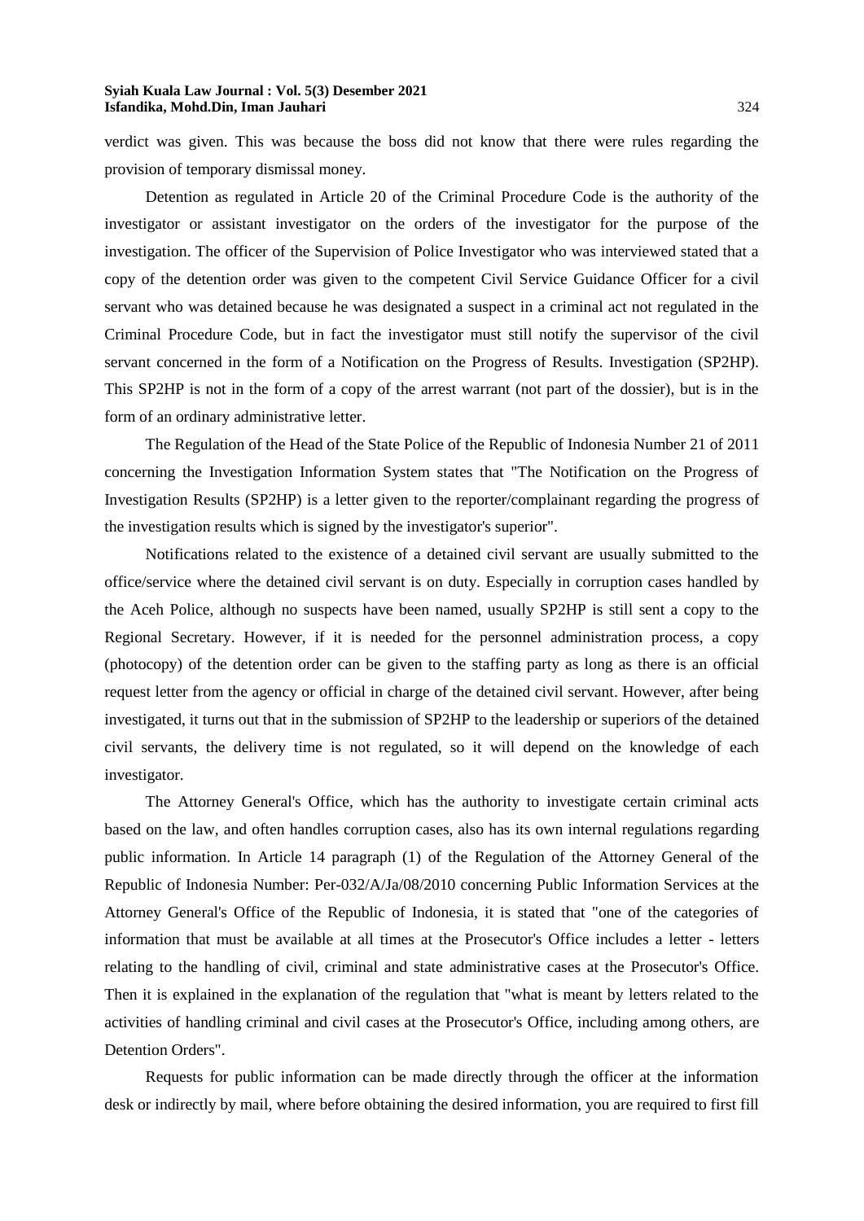verdict was given. This was because the boss did not know that there were rules regarding the provision of temporary dismissal money.

Detention as regulated in Article 20 of the Criminal Procedure Code is the authority of the investigator or assistant investigator on the orders of the investigator for the purpose of the investigation. The officer of the Supervision of Police Investigator who was interviewed stated that a copy of the detention order was given to the competent Civil Service Guidance Officer for a civil servant who was detained because he was designated a suspect in a criminal act not regulated in the Criminal Procedure Code, but in fact the investigator must still notify the supervisor of the civil servant concerned in the form of a Notification on the Progress of Results. Investigation (SP2HP). This SP2HP is not in the form of a copy of the arrest warrant (not part of the dossier), but is in the form of an ordinary administrative letter.

The Regulation of the Head of the State Police of the Republic of Indonesia Number 21 of 2011 concerning the Investigation Information System states that "The Notification on the Progress of Investigation Results (SP2HP) is a letter given to the reporter/complainant regarding the progress of the investigation results which is signed by the investigator's superior".

Notifications related to the existence of a detained civil servant are usually submitted to the office/service where the detained civil servant is on duty. Especially in corruption cases handled by the Aceh Police, although no suspects have been named, usually SP2HP is still sent a copy to the Regional Secretary. However, if it is needed for the personnel administration process, a copy (photocopy) of the detention order can be given to the staffing party as long as there is an official request letter from the agency or official in charge of the detained civil servant. However, after being investigated, it turns out that in the submission of SP2HP to the leadership or superiors of the detained civil servants, the delivery time is not regulated, so it will depend on the knowledge of each investigator.

The Attorney General's Office, which has the authority to investigate certain criminal acts based on the law, and often handles corruption cases, also has its own internal regulations regarding public information. In Article 14 paragraph (1) of the Regulation of the Attorney General of the Republic of Indonesia Number: Per-032/A/Ja/08/2010 concerning Public Information Services at the Attorney General's Office of the Republic of Indonesia, it is stated that "one of the categories of information that must be available at all times at the Prosecutor's Office includes a letter - letters relating to the handling of civil, criminal and state administrative cases at the Prosecutor's Office. Then it is explained in the explanation of the regulation that "what is meant by letters related to the activities of handling criminal and civil cases at the Prosecutor's Office, including among others, are Detention Orders".

Requests for public information can be made directly through the officer at the information desk or indirectly by mail, where before obtaining the desired information, you are required to first fill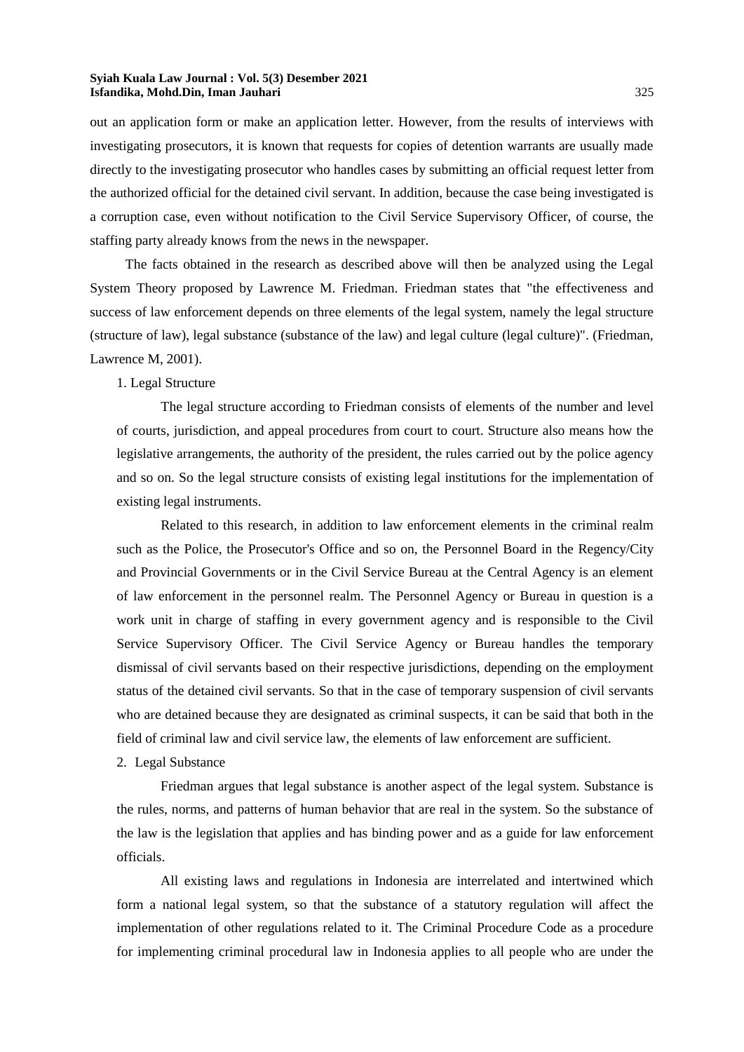out an application form or make an application letter. However, from the results of interviews with investigating prosecutors, it is known that requests for copies of detention warrants are usually made directly to the investigating prosecutor who handles cases by submitting an official request letter from the authorized official for the detained civil servant. In addition, because the case being investigated is a corruption case, even without notification to the Civil Service Supervisory Officer, of course, the staffing party already knows from the news in the newspaper.

The facts obtained in the research as described above will then be analyzed using the Legal System Theory proposed by Lawrence M. Friedman. Friedman states that "the effectiveness and success of law enforcement depends on three elements of the legal system, namely the legal structure (structure of law), legal substance (substance of the law) and legal culture (legal culture)". (Friedman, Lawrence M, 2001).

1. Legal Structure

The legal structure according to Friedman consists of elements of the number and level of courts, jurisdiction, and appeal procedures from court to court. Structure also means how the legislative arrangements, the authority of the president, the rules carried out by the police agency and so on. So the legal structure consists of existing legal institutions for the implementation of existing legal instruments.

Related to this research, in addition to law enforcement elements in the criminal realm such as the Police, the Prosecutor's Office and so on, the Personnel Board in the Regency/City and Provincial Governments or in the Civil Service Bureau at the Central Agency is an element of law enforcement in the personnel realm. The Personnel Agency or Bureau in question is a work unit in charge of staffing in every government agency and is responsible to the Civil Service Supervisory Officer. The Civil Service Agency or Bureau handles the temporary dismissal of civil servants based on their respective jurisdictions, depending on the employment status of the detained civil servants. So that in the case of temporary suspension of civil servants who are detained because they are designated as criminal suspects, it can be said that both in the field of criminal law and civil service law, the elements of law enforcement are sufficient.

2. Legal Substance

Friedman argues that legal substance is another aspect of the legal system. Substance is the rules, norms, and patterns of human behavior that are real in the system. So the substance of the law is the legislation that applies and has binding power and as a guide for law enforcement officials.

All existing laws and regulations in Indonesia are interrelated and intertwined which form a national legal system, so that the substance of a statutory regulation will affect the implementation of other regulations related to it. The Criminal Procedure Code as a procedure for implementing criminal procedural law in Indonesia applies to all people who are under the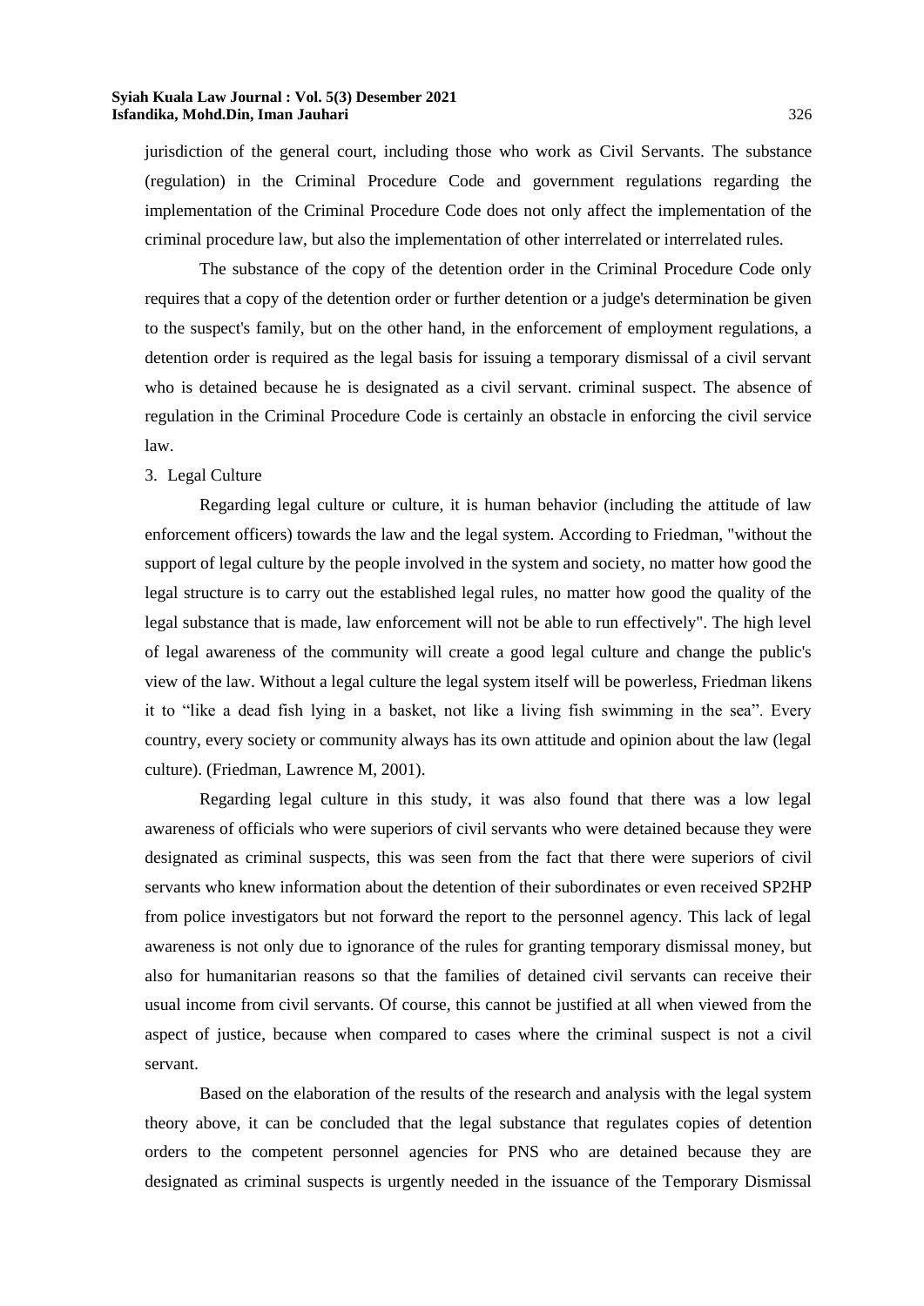jurisdiction of the general court, including those who work as Civil Servants. The substance (regulation) in the Criminal Procedure Code and government regulations regarding the implementation of the Criminal Procedure Code does not only affect the implementation of the criminal procedure law, but also the implementation of other interrelated or interrelated rules.

The substance of the copy of the detention order in the Criminal Procedure Code only requires that a copy of the detention order or further detention or a judge's determination be given to the suspect's family, but on the other hand, in the enforcement of employment regulations, a detention order is required as the legal basis for issuing a temporary dismissal of a civil servant who is detained because he is designated as a civil servant. criminal suspect. The absence of regulation in the Criminal Procedure Code is certainly an obstacle in enforcing the civil service law.

3. Legal Culture

Regarding legal culture or culture, it is human behavior (including the attitude of law enforcement officers) towards the law and the legal system. According to Friedman, "without the support of legal culture by the people involved in the system and society, no matter how good the legal structure is to carry out the established legal rules, no matter how good the quality of the legal substance that is made, law enforcement will not be able to run effectively". The high level of legal awareness of the community will create a good legal culture and change the public's view of the law. Without a legal culture the legal system itself will be powerless, Friedman likens it to "like a dead fish lying in a basket, not like a living fish swimming in the sea". Every country, every society or community always has its own attitude and opinion about the law (legal culture). (Friedman, Lawrence M, 2001).

Regarding legal culture in this study, it was also found that there was a low legal awareness of officials who were superiors of civil servants who were detained because they were designated as criminal suspects, this was seen from the fact that there were superiors of civil servants who knew information about the detention of their subordinates or even received SP2HP from police investigators but not forward the report to the personnel agency. This lack of legal awareness is not only due to ignorance of the rules for granting temporary dismissal money, but also for humanitarian reasons so that the families of detained civil servants can receive their usual income from civil servants. Of course, this cannot be justified at all when viewed from the aspect of justice, because when compared to cases where the criminal suspect is not a civil servant.

Based on the elaboration of the results of the research and analysis with the legal system theory above, it can be concluded that the legal substance that regulates copies of detention orders to the competent personnel agencies for PNS who are detained because they are designated as criminal suspects is urgently needed in the issuance of the Temporary Dismissal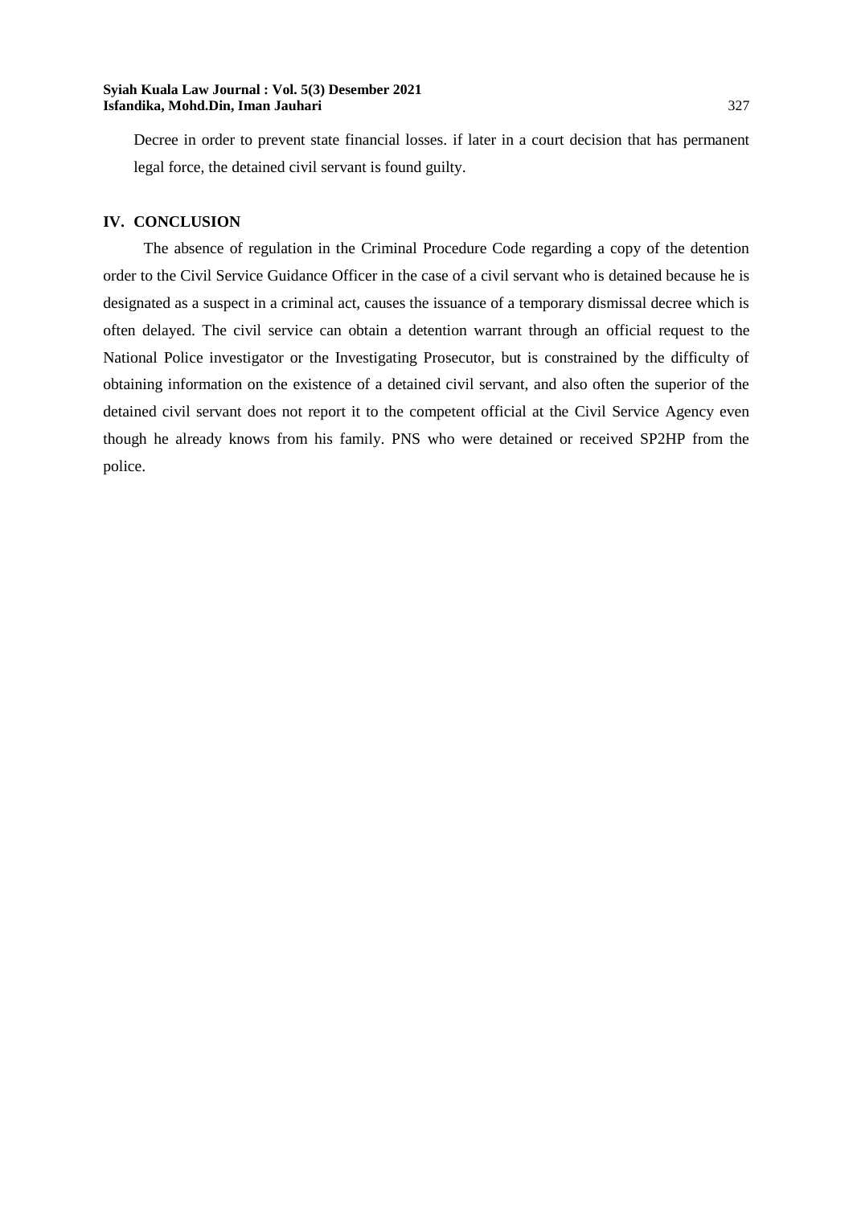Decree in order to prevent state financial losses. if later in a court decision that has permanent legal force, the detained civil servant is found guilty.

## IV. CONCLUSION

The absence of regulation in the Criminal Procedure Code regarding a copy of the detention order to the Civil Service Guidance Officer in the case of a civil servant who is detained because he is designated as a suspect in a criminal act, causes the issuance of a temporary dismissal decree which is often delayed. The civil service can obtain a detention warrant through an official request to the National Police investigator or the Investigating Prosecutor, but is constrained by the difficulty of obtaining information on the existence of a detained civil servant, and also often the superior of the detained civil servant does not report it to the competent official at the Civil Service Agency even though he already knows from his family. PNS who were detained or received SP2HP from the police.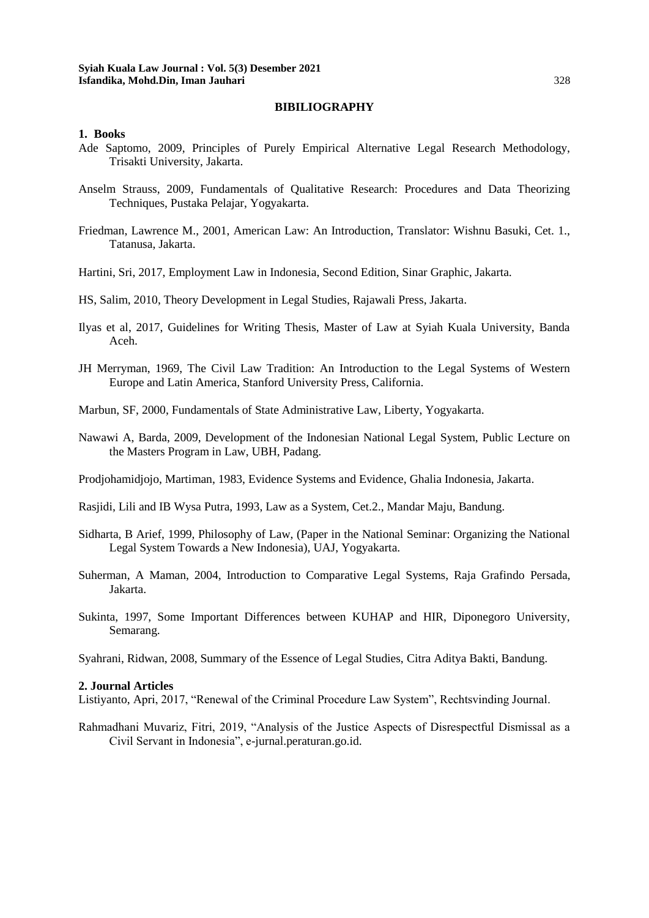## BIBILIOGRAPHY

### 1. Books

Ade Saptomo, 2009, Principles of Purely Empirical Alternative Legal Research Methodology, Trisakti University, Jakarta.

Anselm Strauss, 2009, Fundamentals of Qualitative Research: Procedures and Data Theorizing Techniques, Pustaka Pelajar, Yogyakarta.

Friedman, Lawrence M., 2001, American Law: An Introduction, Translator: Wishnu Basuki, Cet. 1., Tatanusa, Jakarta.

Hartini, Sri, 2017, Employment Law in Indonesia, Second Edition, Sinar Graphic, Jakarta.

HS, Salim, 2010, Theory Development in Legal Studies, Rajawali Press, Jakarta.

Ilyas et al, 2017, Guidelines for Writing Thesis, Master of Law at Syiah Kuala University, Banda Aceh.

JH Merryman, 1969, The Civil Law Tradition: An Introduction to the Legal Systems of Western Europe and Latin America, Stanford University Press, California.

Marbun, SF, 2000, Fundamentals of State Administrative Law, Liberty, Yogyakarta.

Nawawi A, Barda, 2009, Development of the Indonesian National Legal System, Public Lecture on the Masters Program in Law, UBH, Padang.

Prodjohamidjojo, Martiman, 1983, Evidence Systems and Evidence, Ghalia Indonesia, Jakarta.

Rasjidi, Lili and IB Wysa Putra, 1993, Law as a System, Cet.2., Mandar Maju, Bandung.

Sidharta, B Arief, 1999, Philosophy of Law, (Paper in the National Seminar: Organizing the National Legal System Towards a New Indonesia), UAJ, Yogyakarta.

Suherman, A Maman, 2004, Introduction to Comparative Legal Systems, Raja Grafindo Persada, Jakarta.

Sukinta, 1997, Some Important Differences between KUHAP and HIR, Diponegoro University, Semarang.

Syahrani, Ridwan, 2008, Summary of the Essence of Legal Studies, Citra Aditya Bakti, Bandung.

### 2. Journal Articles

Listiyanto, Apri, 2017, "Renewal of the Criminal Procedure Law System", Rechtsvinding Journal.

Rahmadhani Muvariz, Fitri, 2019, "Analysis of the Justice Aspects of Disrespectful Dismissal as a Civil Servant in Indonesia", e-jurnal.peraturan.go.id.